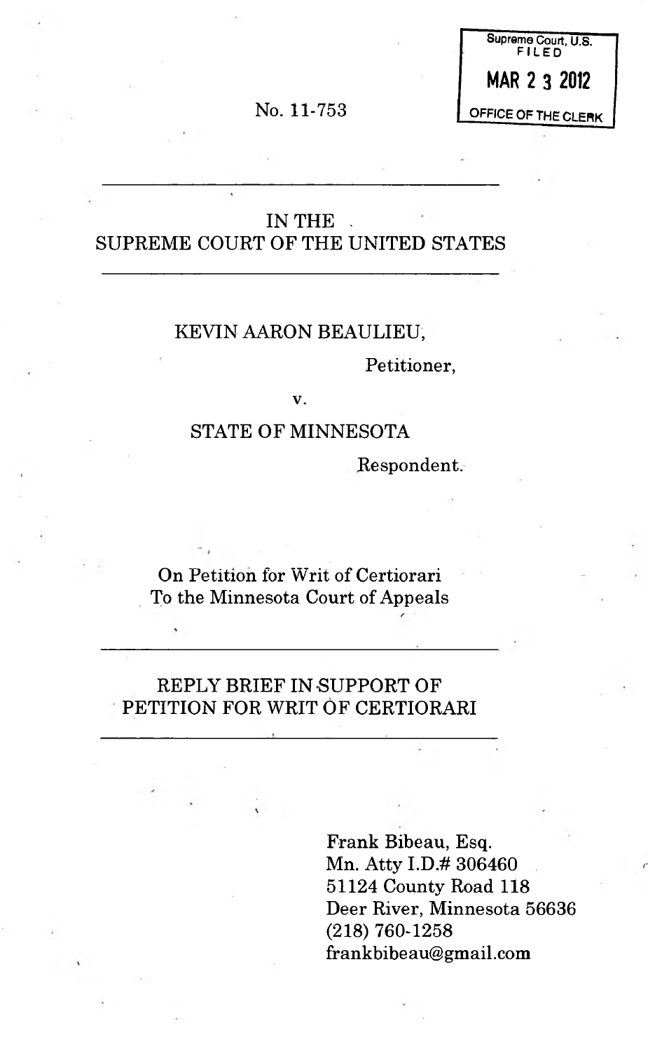Supreme Court, U.S.
FILED

MAR 23 2012

OFFICE OF THE CLERK

No. 11-753

IN THE
SUPREME COURT OF THE UNITED STATES

KEVIN AARON BEAULIEU,

Petitioner,

v.

STATE OF MINNESOTA

Respondent.

On Petition for Writ of Certiorari
To the Minnesota Court of Appeals

REPLY BRIEF IN SUPPORT OF
PETITION FOR WRIT OF CERTIORARI

Frank Bibeau, Esq.
Mn. Atty I.D.# 306460
51124 County Road 118
Deer River, Minnesota 56636
(218) 760-1258
frankbibeau@gmail.com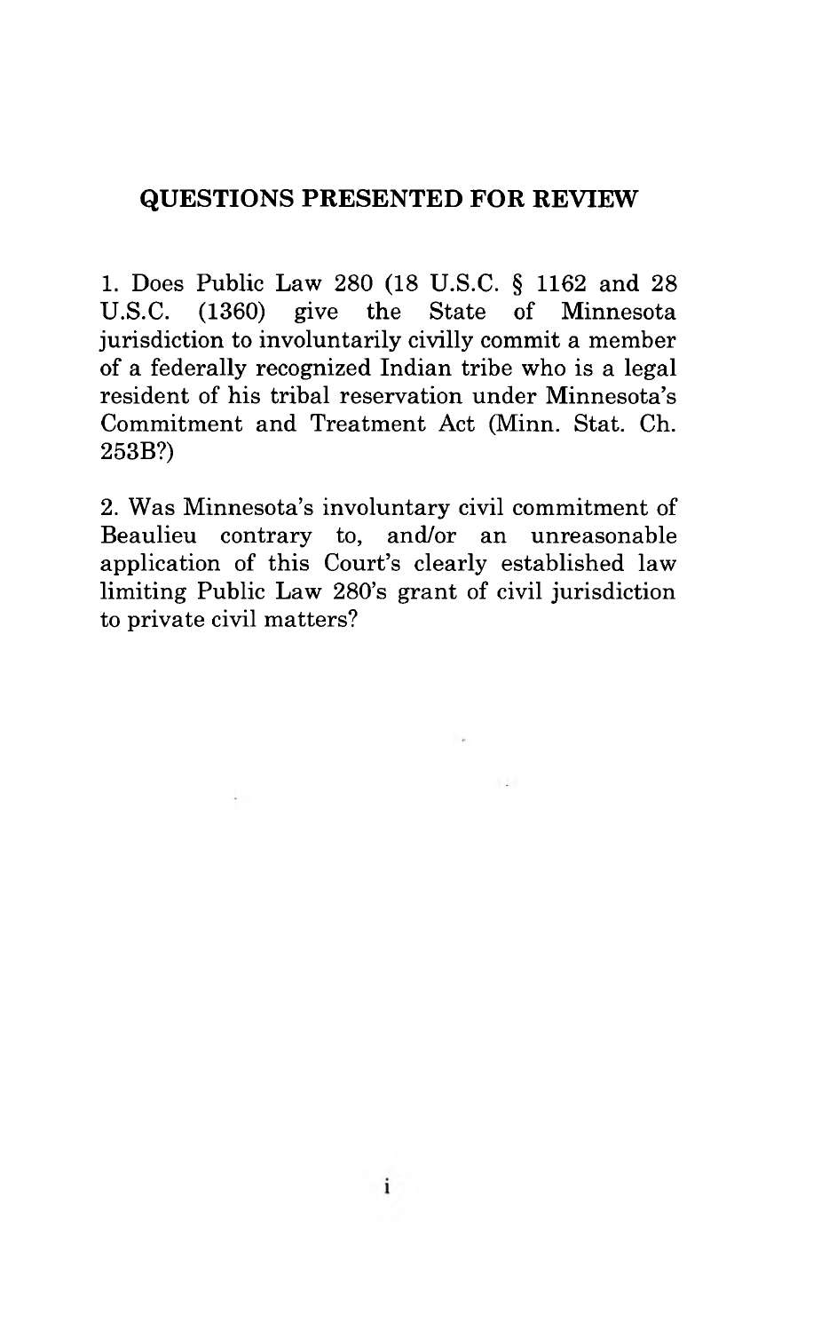## QUESTIONS PRESENTED FOR REVIEW

1. Does Public Law 280 (18 U.S.C. § 1162 and 28 U.S.C. (1360) give the State of Minnesota jurisdiction to involuntarily civilly commit a member of a federally recognized Indian tribe who is a legal resident of his tribal reservation under Minnesota's Commitment and Treatment Act (Minn. Stat. Ch. 253B?)

2. Was Minnesota's involuntary civil commitment of Beaulieu contrary to, and/or an unreasonable application of this Court's clearly established law limiting Public Law 280's grant of civil jurisdiction to private civil matters?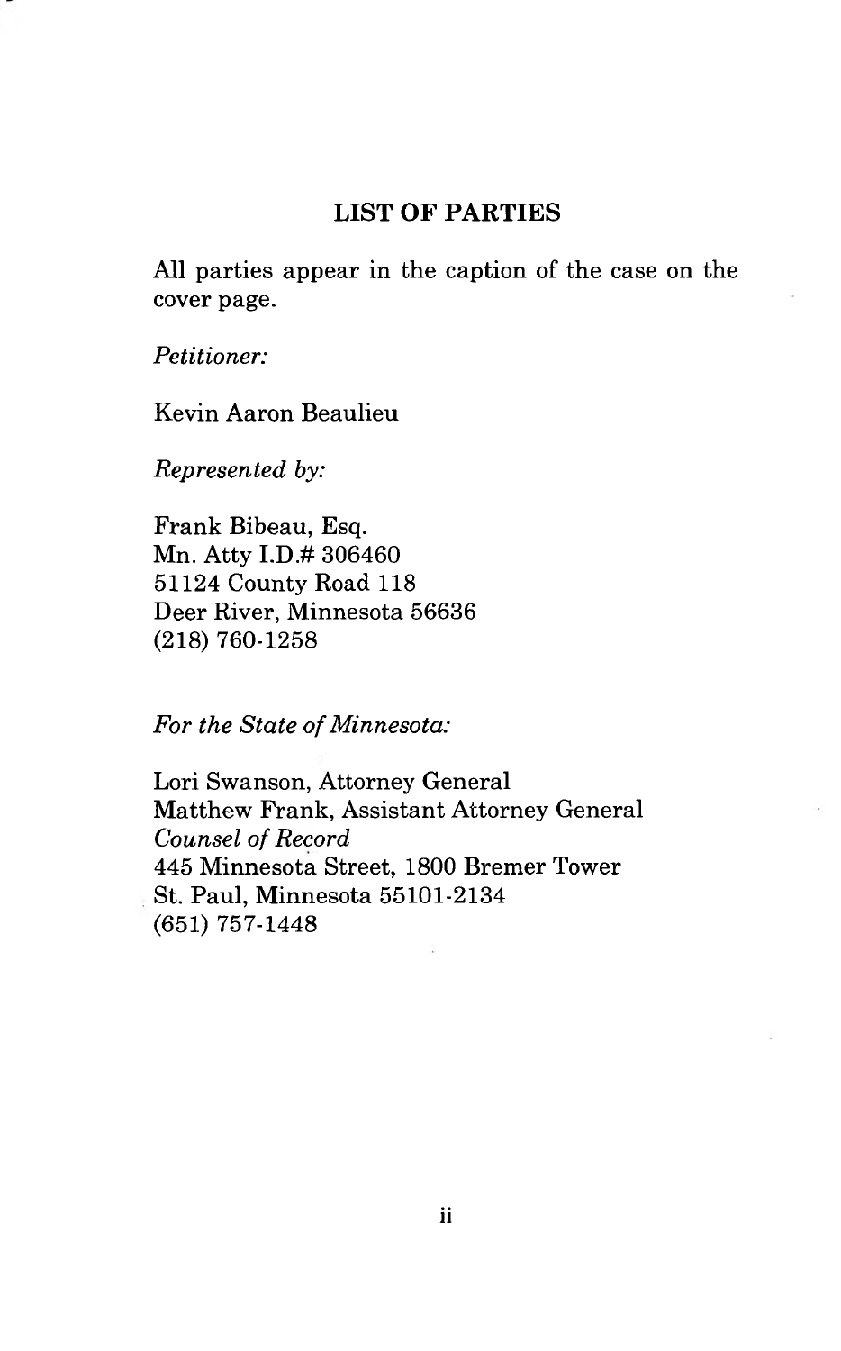## LIST OF PARTIES

All parties appear in the caption of the case on the cover page.

*Petitioner:*

Kevin Aaron Beaulieu

*Represented by:*

Frank Bibeau, Esq.
Mn. Atty I.D.# 306460
51124 County Road 118
Deer River, Minnesota 56636
(218) 760-1258

*For the State of Minnesota:*

Lori Swanson, Attorney General
Matthew Frank, Assistant Attorney General
*Counsel of Record*
445 Minnesota Street, 1800 Bremer Tower
St. Paul, Minnesota 55101-2134
(651) 757-1448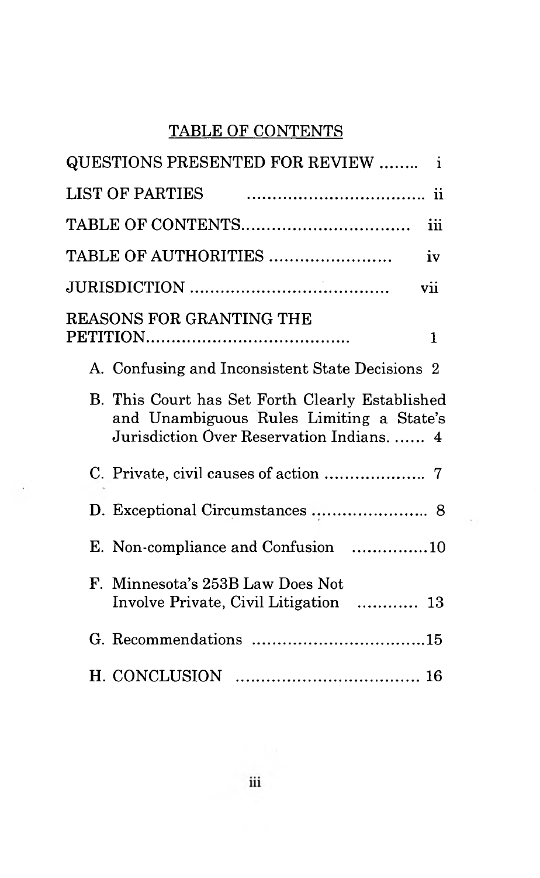# TABLE OF CONTENTS

| | |
|---|---|
| QUESTIONS PRESENTED FOR REVIEW | i |
| LIST OF PARTIES | ii |
| TABLE OF CONTENTS | iii |
| TABLE OF AUTHORITIES | iv |
| JURISDICTION | vii |
| REASONS FOR GRANTING THE PETITION | 1 |
| A. Confusing and Inconsistent State Decisions | 2 |
| B. This Court has Set Forth Clearly Established and Unambiguous Rules Limiting a State's Jurisdiction Over Reservation Indians. | 4 |
| C. Private, civil causes of action | 7 |
| D. Exceptional Circumstances | 8 |
| E. Non-compliance and Confusion | 10 |
| F. Minnesota's 253B Law Does Not Involve Private, Civil Litigation | 13 |
| G. Recommendations | 15 |
| H. CONCLUSION | 16 |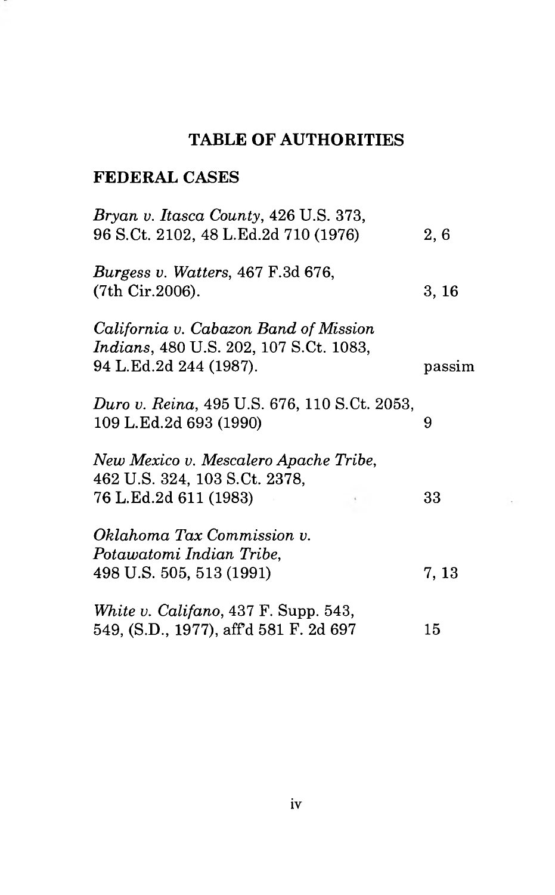## TABLE OF AUTHORITIES

### FEDERAL CASES

| | |
|---|---|
| *Bryan v. Itasca County*, 426 U.S. 373, 96 S.Ct. 2102, 48 L.Ed.2d 710 (1976) | 2, 6 |
| *Burgess v. Watters*, 467 F.3d 676, (7th Cir.2006). | 3, 16 |
| *California v. Cabazon Band of Mission Indians*, 480 U.S. 202, 107 S.Ct. 1083, 94 L.Ed.2d 244 (1987). | passim |
| *Duro v. Reina*, 495 U.S. 676, 110 S.Ct. 2053, 109 L.Ed.2d 693 (1990) | 9 |
| *New Mexico v. Mescalero Apache Tribe*, 462 U.S. 324, 103 S.Ct. 2378, 76 L.Ed.2d 611 (1983) | 33 |
| *Oklahoma Tax Commission v. Potawatomi Indian Tribe*, 498 U.S. 505, 513 (1991) | 7, 13 |
| *White v. Califano*, 437 F. Supp. 543, 549, (S.D., 1977), aff'd 581 F. 2d 697 | 15 |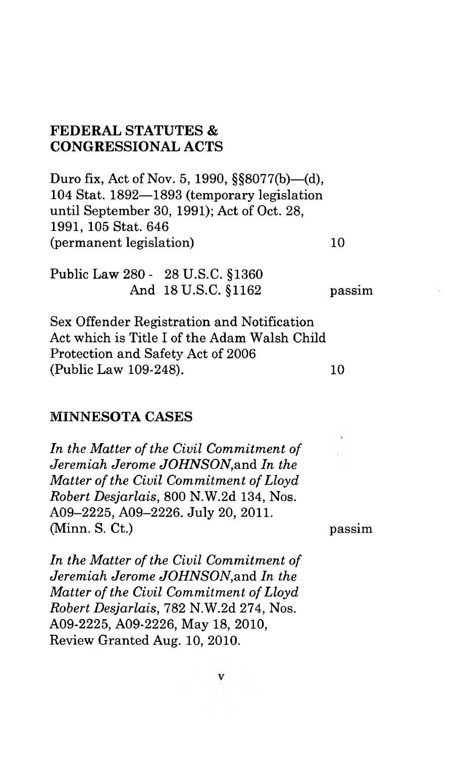## FEDERAL STATUTES & CONGRESSIONAL ACTS

Duro fix, Act of Nov. 5, 1990, §§8077(b)—(d), 104 Stat. 1892—1893 (temporary legislation until September 30, 1991); Act of Oct. 28, 1991, 105 Stat. 646 (permanent legislation) 10

Public Law 280 - 28 U.S.C. §1360 And 18 U.S.C. §1162 passim

Sex Offender Registration and Notification Act which is Title I of the Adam Walsh Child Protection and Safety Act of 2006 (Public Law 109-248). 10

## MINNESOTA CASES

*In the Matter of the Civil Commitment of Jeremiah Jerome JOHNSON,*and *In the Matter of the Civil Commitment of Lloyd Robert Desjarlais*, 800 N.W.2d 134, Nos. A09–2225, A09–2226. July 20, 2011. (Minn. S. Ct.) passim

*In the Matter of the Civil Commitment of Jeremiah Jerome JOHNSON,*and *In the Matter of the Civil Commitment of Lloyd Robert Desjarlais*, 782 N.W.2d 274, Nos. A09-2225, A09-2226, May 18, 2010, Review Granted Aug. 10, 2010.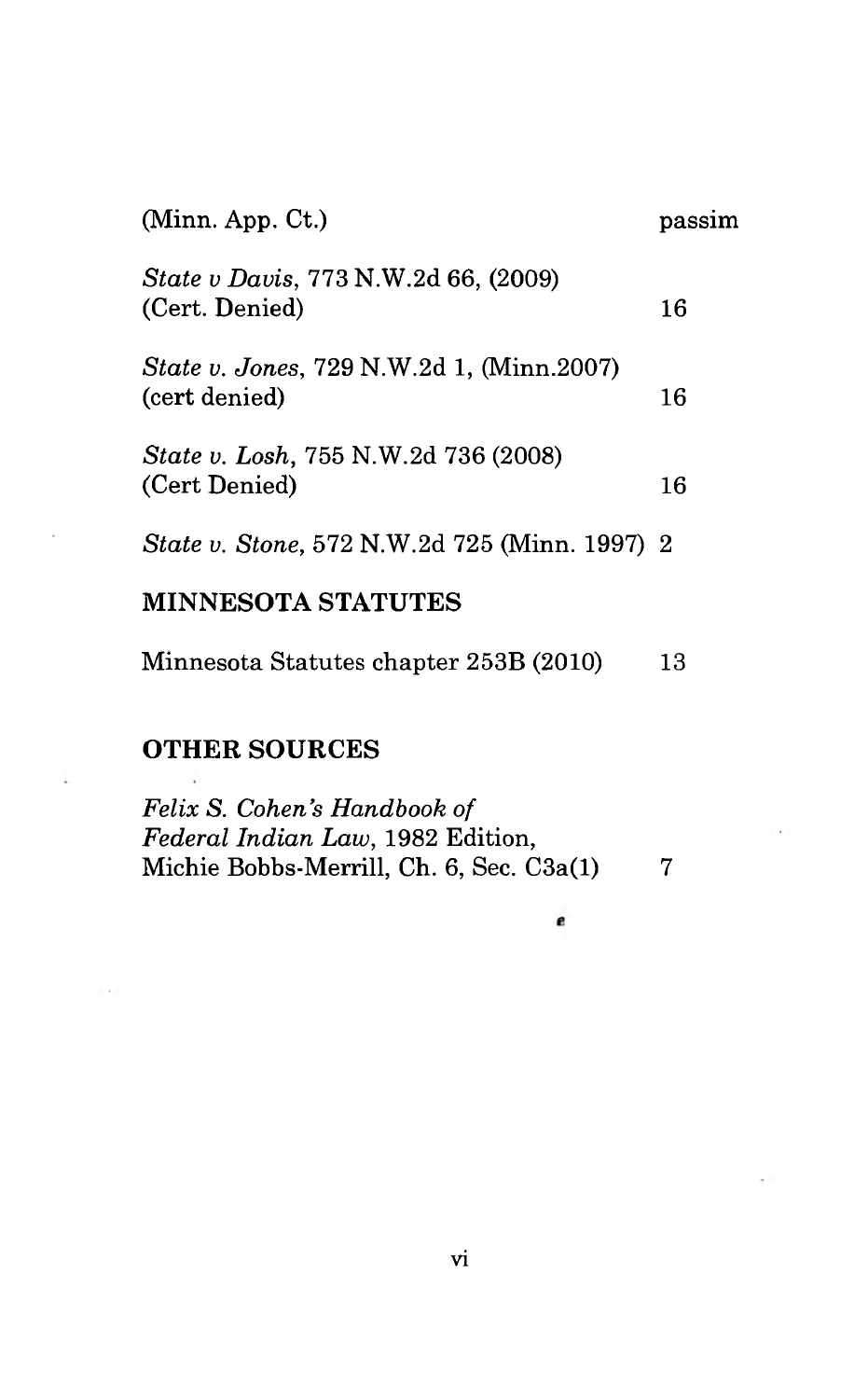(Minn. App. Ct.) passim

*State v Davis*, 773 N.W.2d 66, (2009) (Cert. Denied) 16

*State v. Jones*, 729 N.W.2d 1, (Minn.2007) (cert denied) 16

*State v. Losh*, 755 N.W.2d 736 (2008) (Cert Denied) 16

*State v. Stone*, 572 N.W.2d 725 (Minn. 1997) 2

## MINNESOTA STATUTES

Minnesota Statutes chapter 253B (2010) 13

## OTHER SOURCES

*Felix S. Cohen's Handbook of Federal Indian Law*, 1982 Edition, Michie Bobbs-Merrill, Ch. 6, Sec. C3a(1) 7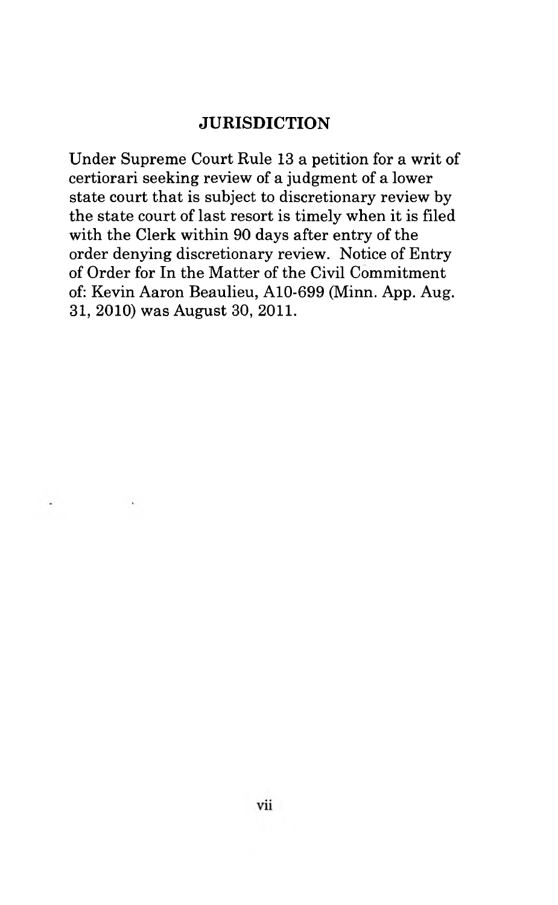## JURISDICTION

Under Supreme Court Rule 13 a petition for a writ of certiorari seeking review of a judgment of a lower state court that is subject to discretionary review by the state court of last resort is timely when it is filed with the Clerk within 90 days after entry of the order denying discretionary review. Notice of Entry of Order for In the Matter of the Civil Commitment of: Kevin Aaron Beaulieu, A10-699 (Minn. App. Aug. 31, 2010) was August 30, 2011.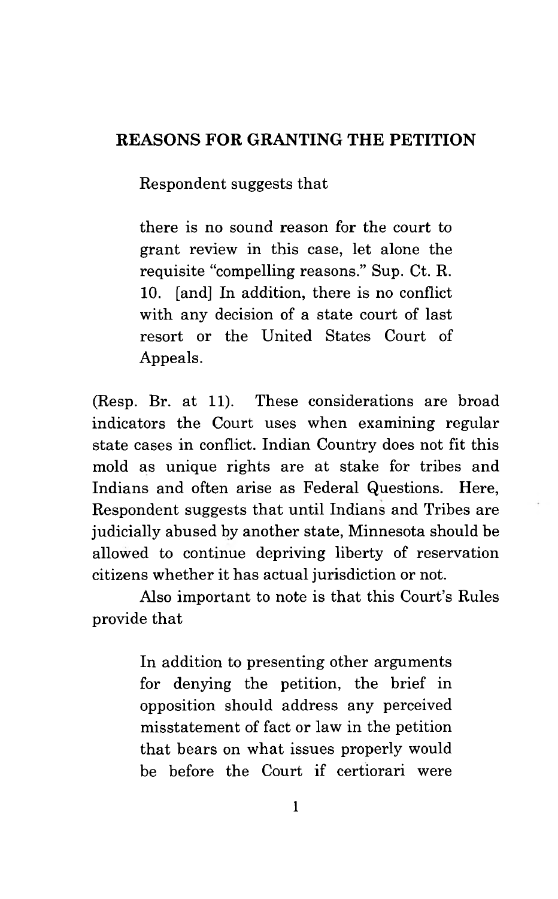## REASONS FOR GRANTING THE PETITION

Respondent suggests that

> there is no sound reason for the court to grant review in this case, let alone the requisite "compelling reasons." Sup. Ct. R. 10. [and] In addition, there is no conflict with any decision of a state court of last resort or the United States Court of Appeals.

(Resp. Br. at 11). These considerations are broad indicators the Court uses when examining regular state cases in conflict. Indian Country does not fit this mold as unique rights are at stake for tribes and Indians and often arise as Federal Questions. Here, Respondent suggests that until Indians and Tribes are judicially abused by another state, Minnesota should be allowed to continue depriving liberty of reservation citizens whether it has actual jurisdiction or not.

Also important to note is that this Court's Rules provide that

> In addition to presenting other arguments for denying the petition, the brief in opposition should address any perceived misstatement of fact or law in the petition that bears on what issues properly would be before the Court if certiorari were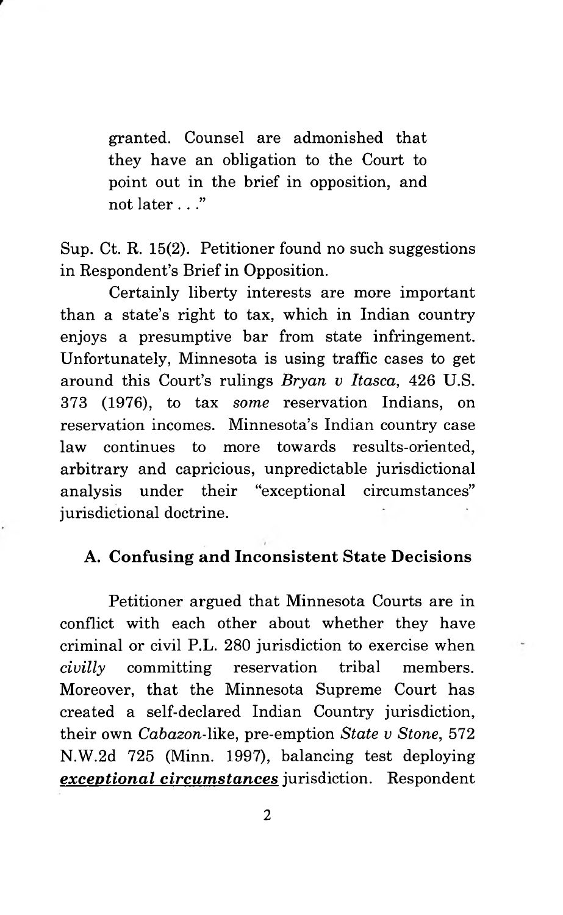granted. Counsel are admonished that they have an obligation to the Court to point out in the brief in opposition, and not later . . ."

Sup. Ct. R. 15(2). Petitioner found no such suggestions in Respondent's Brief in Opposition.

Certainly liberty interests are more important than a state's right to tax, which in Indian country enjoys a presumptive bar from state infringement. Unfortunately, Minnesota is using traffic cases to get around this Court's rulings *Bryan v Itasca*, 426 U.S. 373 (1976), to tax *some* reservation Indians, on reservation incomes. Minnesota's Indian country case law continues to more towards results-oriented, arbitrary and capricious, unpredictable jurisdictional analysis under their "exceptional circumstances" jurisdictional doctrine.

### A. Confusing and Inconsistent State Decisions

Petitioner argued that Minnesota Courts are in conflict with each other about whether they have criminal or civil P.L. 280 jurisdiction to exercise when *civilly* committing reservation tribal members. Moreover, that the Minnesota Supreme Court has created a self-declared Indian Country jurisdiction, their own *Cabazon*-like, pre-emption *State v Stone*, 572 N.W.2d 725 (Minn. 1997), balancing test deploying ***exceptional circumstances*** jurisdiction. Respondent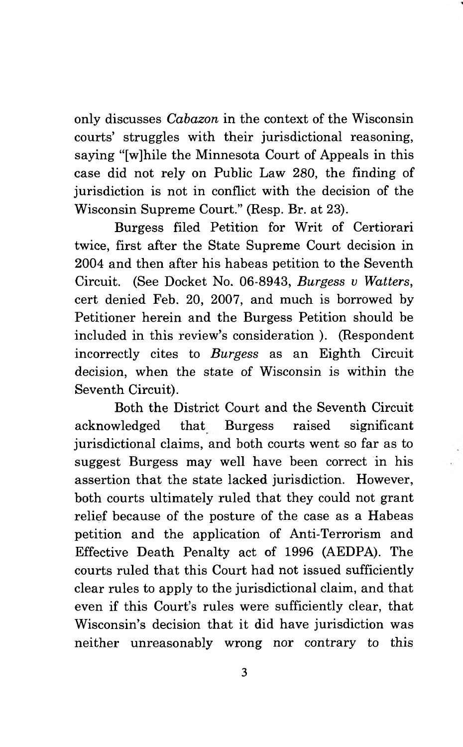only discusses *Cabazon* in the context of the Wisconsin courts' struggles with their jurisdictional reasoning, saying "[w]hile the Minnesota Court of Appeals in this case did not rely on Public Law 280, the finding of jurisdiction is not in conflict with the decision of the Wisconsin Supreme Court." (Resp. Br. at 23).

Burgess filed Petition for Writ of Certiorari twice, first after the State Supreme Court decision in 2004 and then after his habeas petition to the Seventh Circuit. (See Docket No. 06-8943, *Burgess v Watters*, cert denied Feb. 20, 2007, and much is borrowed by Petitioner herein and the Burgess Petition should be included in this review's consideration ). (Respondent incorrectly cites to *Burgess* as an Eighth Circuit decision, when the state of Wisconsin is within the Seventh Circuit).

Both the District Court and the Seventh Circuit acknowledged that Burgess raised significant jurisdictional claims, and both courts went so far as to suggest Burgess may well have been correct in his assertion that the state lacked jurisdiction. However, both courts ultimately ruled that they could not grant relief because of the posture of the case as a Habeas petition and the application of Anti-Terrorism and Effective Death Penalty act of 1996 (AEDPA). The courts ruled that this Court had not issued sufficiently clear rules to apply to the jurisdictional claim, and that even if this Court's rules were sufficiently clear, that Wisconsin's decision that it did have jurisdiction was neither unreasonably wrong nor contrary to this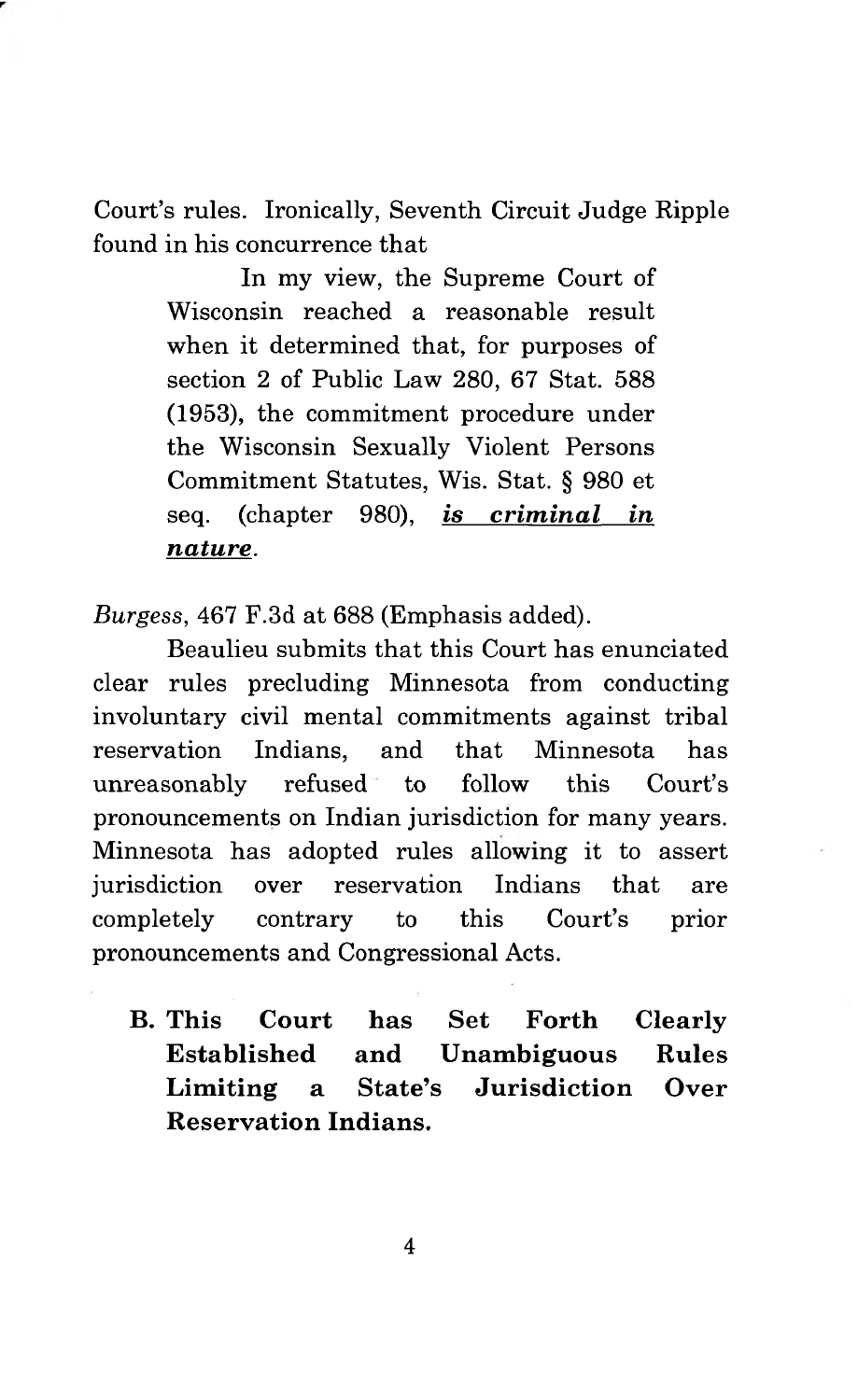Court's rules. Ironically, Seventh Circuit Judge Ripple found in his concurrence that

> In my view, the Supreme Court of Wisconsin reached a reasonable result when it determined that, for purposes of section 2 of Public Law 280, 67 Stat. 588 (1953), the commitment procedure under the Wisconsin Sexually Violent Persons Commitment Statutes, Wis. Stat. § 980 et seq. (chapter 980), ***is criminal in nature***.

*Burgess*, 467 F.3d at 688 (Emphasis added).

Beaulieu submits that this Court has enunciated clear rules precluding Minnesota from conducting involuntary civil mental commitments against tribal reservation Indians, and that Minnesota has unreasonably refused to follow this Court's pronouncements on Indian jurisdiction for many years. Minnesota has adopted rules allowing it to assert jurisdiction over reservation Indians that are completely contrary to this Court's prior pronouncements and Congressional Acts.

### B. This Court has Set Forth Clearly Established and Unambiguous Rules Limiting a State's Jurisdiction Over Reservation Indians.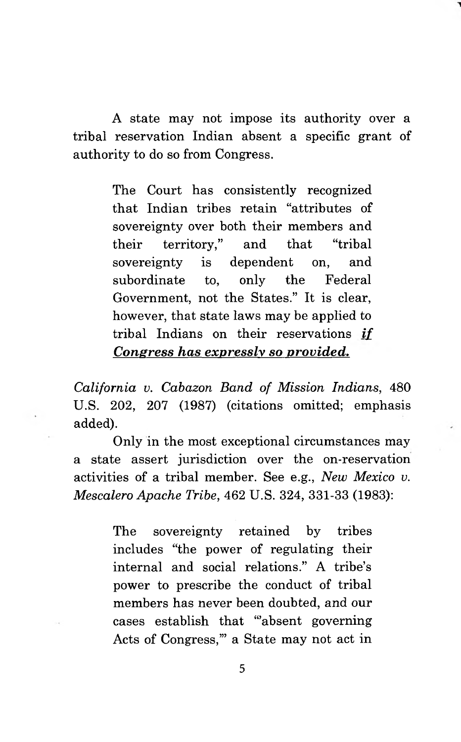A state may not impose its authority over a tribal reservation Indian absent a specific grant of authority to do so from Congress.

> The Court has consistently recognized that Indian tribes retain "attributes of sovereignty over both their members and their territory," and that "tribal sovereignty is dependent on, and subordinate to, only the Federal Government, not the States." It is clear, however, that state laws may be applied to tribal Indians on their reservations ***if Congress has expressly so provided.***

*California v. Cabazon Band of Mission Indians*, 480 U.S. 202, 207 (1987) (citations omitted; emphasis added).

Only in the most exceptional circumstances may a state assert jurisdiction over the on-reservation activities of a tribal member. See e.g., *New Mexico v. Mescalero Apache Tribe*, 462 U.S. 324, 331-33 (1983):

> The sovereignty retained by tribes includes "the power of regulating their internal and social relations." A tribe's power to prescribe the conduct of tribal members has never been doubted, and our cases establish that "'absent governing Acts of Congress,'" a State may not act in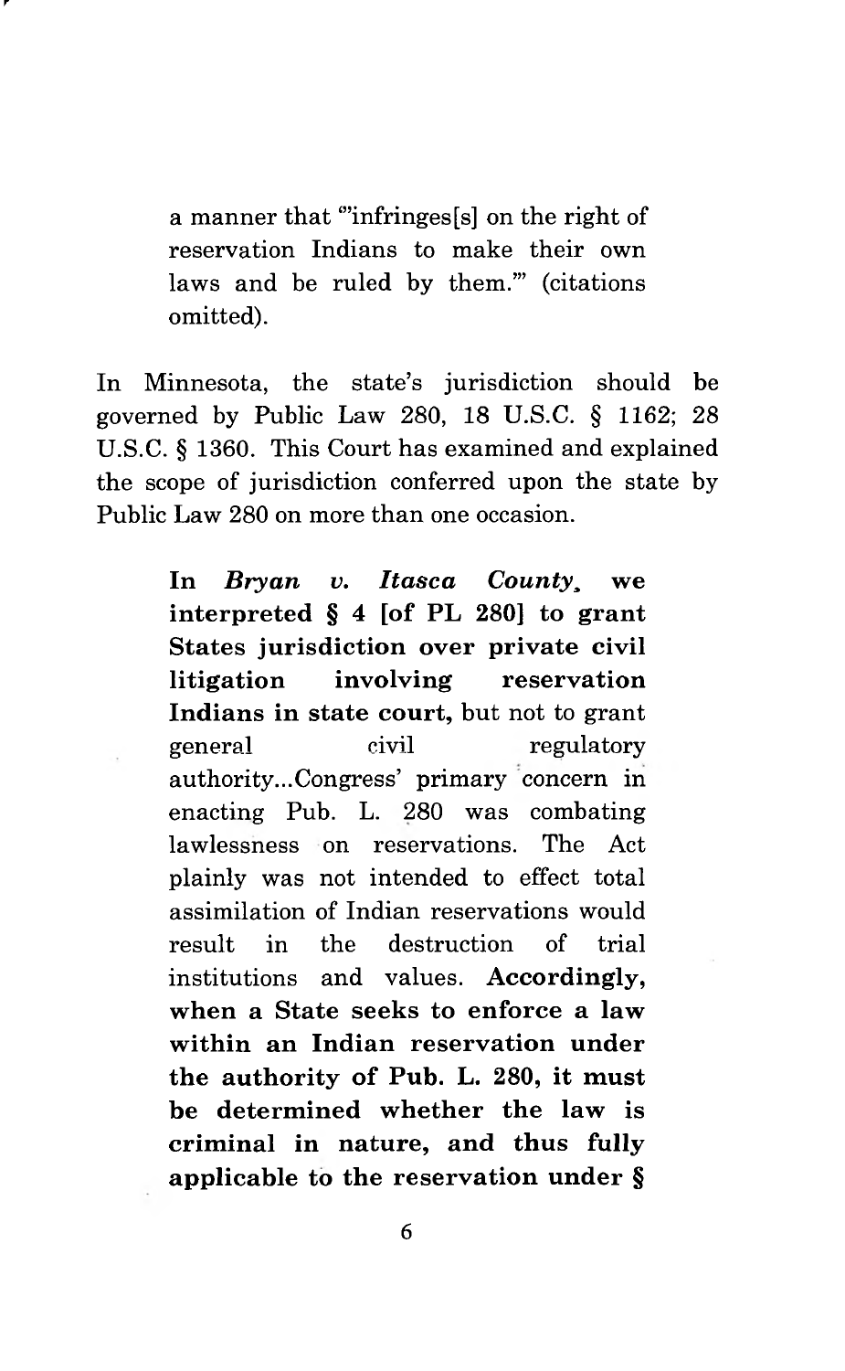> a manner that '"infringes[s] on the right of reservation Indians to make their own laws and be ruled by them."' (citations omitted).

In Minnesota, the state's jurisdiction should be governed by Public Law 280, 18 U.S.C. § 1162; 28 U.S.C. § 1360. This Court has examined and explained the scope of jurisdiction conferred upon the state by Public Law 280 on more than one occasion.

> **In *Bryan v. Itasca County*, we interpreted § 4 [of PL 280] to grant States jurisdiction over private civil litigation involving reservation Indians in state court,** but not to grant general civil regulatory authority...Congress' primary concern in enacting Pub. L. 280 was combating lawlessness on reservations. The Act plainly was not intended to effect total assimilation of Indian reservations would result in the destruction of trial institutions and values. **Accordingly, when a State seeks to enforce a law within an Indian reservation under the authority of Pub. L. 280, it must be determined whether the law is criminal in nature, and thus fully applicable to the reservation under §**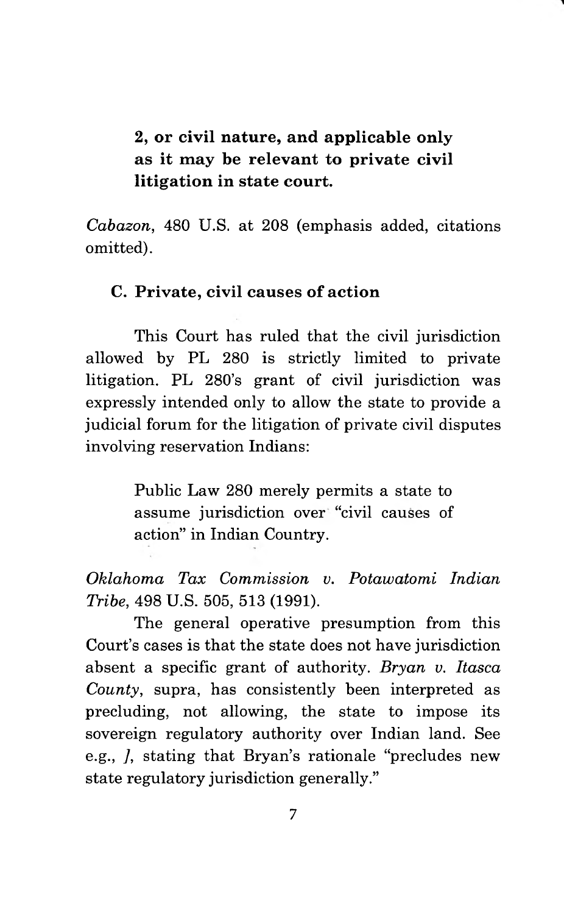> **2, or civil nature, and applicable only as it may be relevant to private civil litigation in state court.**

*Cabazon*, 480 U.S. at 208 (emphasis added, citations omitted).

### C. Private, civil causes of action

This Court has ruled that the civil jurisdiction allowed by PL 280 is strictly limited to private litigation. PL 280's grant of civil jurisdiction was expressly intended only to allow the state to provide a judicial forum for the litigation of private civil disputes involving reservation Indians:

> Public Law 280 merely permits a state to assume jurisdiction over "civil causes of action" in Indian Country.

*Oklahoma Tax Commission v. Potawatomi Indian Tribe*, 498 U.S. 505, 513 (1991).

The general operative presumption from this Court's cases is that the state does not have jurisdiction absent a specific grant of authority. *Bryan v. Itasca County*, supra, has consistently been interpreted as precluding, not allowing, the state to impose its sovereign regulatory authority over Indian land. See e.g., *]*, stating that Bryan's rationale "precludes new state regulatory jurisdiction generally."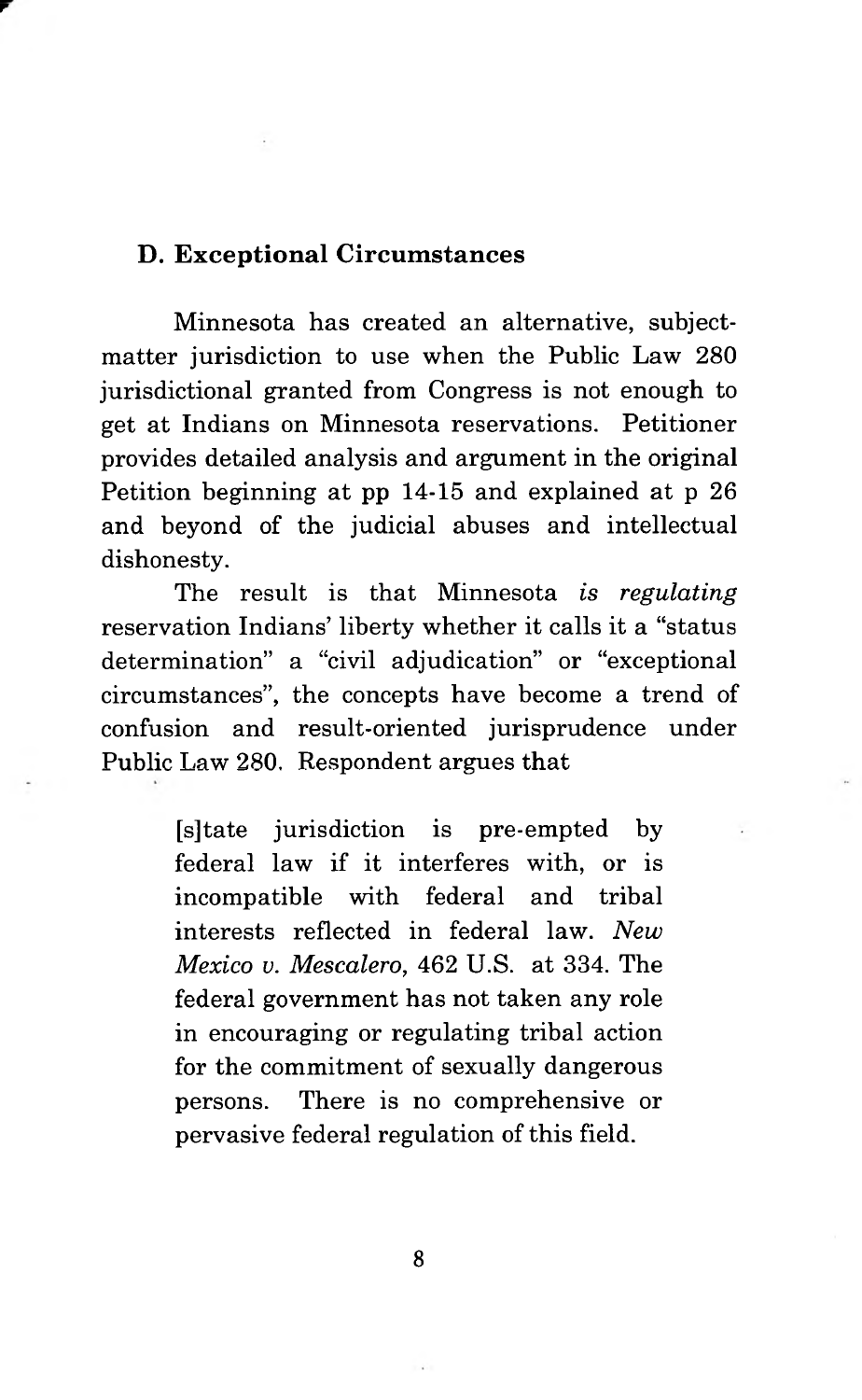### D. Exceptional Circumstances

Minnesota has created an alternative, subject-matter jurisdiction to use when the Public Law 280 jurisdictional granted from Congress is not enough to get at Indians on Minnesota reservations. Petitioner provides detailed analysis and argument in the original Petition beginning at pp 14-15 and explained at p 26 and beyond of the judicial abuses and intellectual dishonesty.

The result is that Minnesota *is regulating* reservation Indians' liberty whether it calls it a "status determination" a "civil adjudication" or "exceptional circumstances", the concepts have become a trend of confusion and result-oriented jurisprudence under Public Law 280. Respondent argues that

> [s]tate jurisdiction is pre-empted by federal law if it interferes with, or is incompatible with federal and tribal interests reflected in federal law. *New Mexico v. Mescalero*, 462 U.S. at 334. The federal government has not taken any role in encouraging or regulating tribal action for the commitment of sexually dangerous persons. There is no comprehensive or pervasive federal regulation of this field.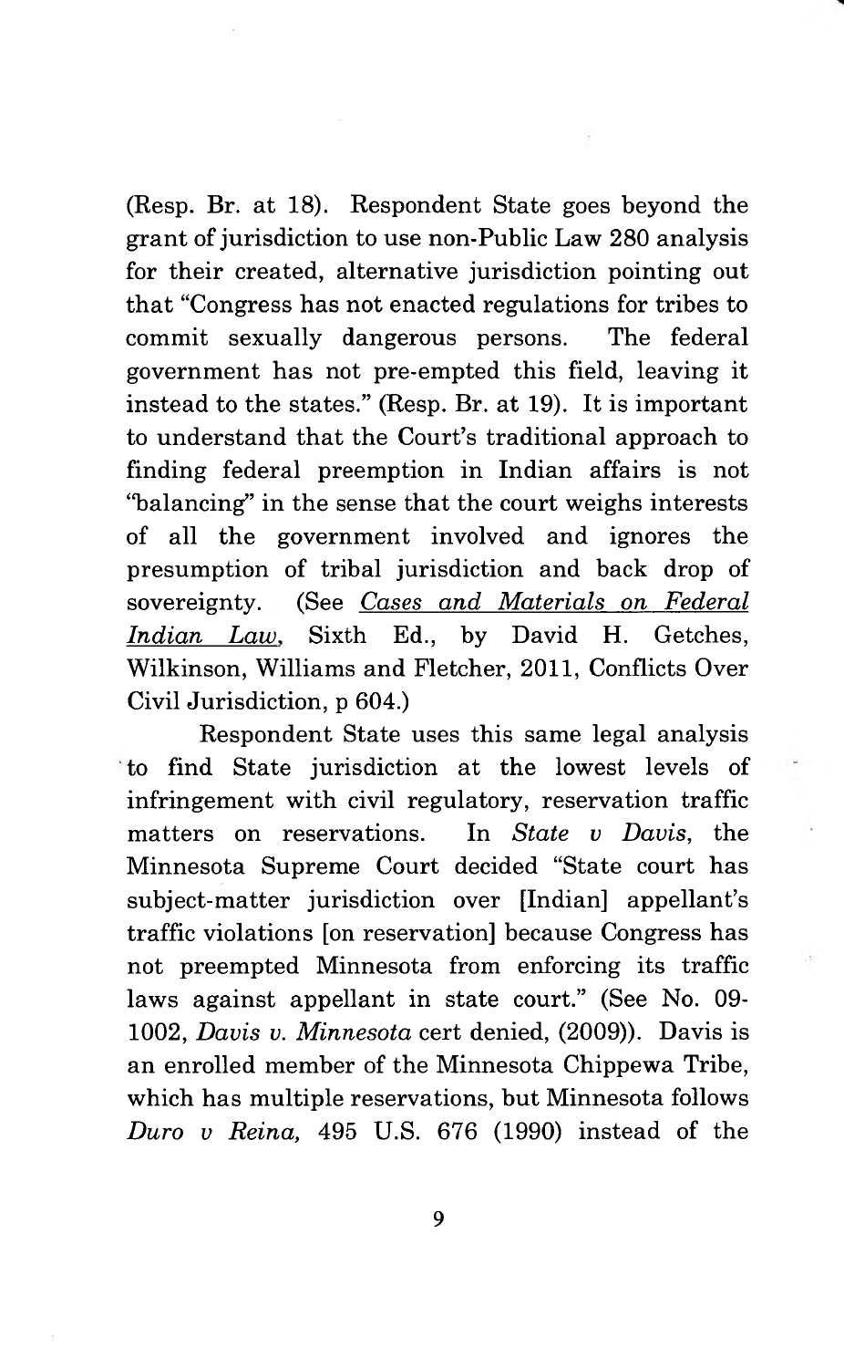(Resp. Br. at 18). Respondent State goes beyond the grant of jurisdiction to use non-Public Law 280 analysis for their created, alternative jurisdiction pointing out that "Congress has not enacted regulations for tribes to commit sexually dangerous persons. The federal government has not pre-empted this field, leaving it instead to the states." (Resp. Br. at 19). It is important to understand that the Court's traditional approach to finding federal preemption in Indian affairs is not "balancing" in the sense that the court weighs interests of all the government involved and ignores the presumption of tribal jurisdiction and back drop of sovereignty. (See <u>*Cases and Materials on Federal Indian Law*</u>, Sixth Ed., by David H. Getches, Wilkinson, Williams and Fletcher, 2011, Conflicts Over Civil Jurisdiction, p 604.)

Respondent State uses this same legal analysis to find State jurisdiction at the lowest levels of infringement with civil regulatory, reservation traffic matters on reservations. In *State v Davis*, the Minnesota Supreme Court decided "State court has subject-matter jurisdiction over [Indian] appellant's traffic violations [on reservation] because Congress has not preempted Minnesota from enforcing its traffic laws against appellant in state court." (See No. 09-1002, *Davis v. Minnesota* cert denied, (2009)). Davis is an enrolled member of the Minnesota Chippewa Tribe, which has multiple reservations, but Minnesota follows *Duro v Reina,* 495 U.S. 676 (1990) instead of the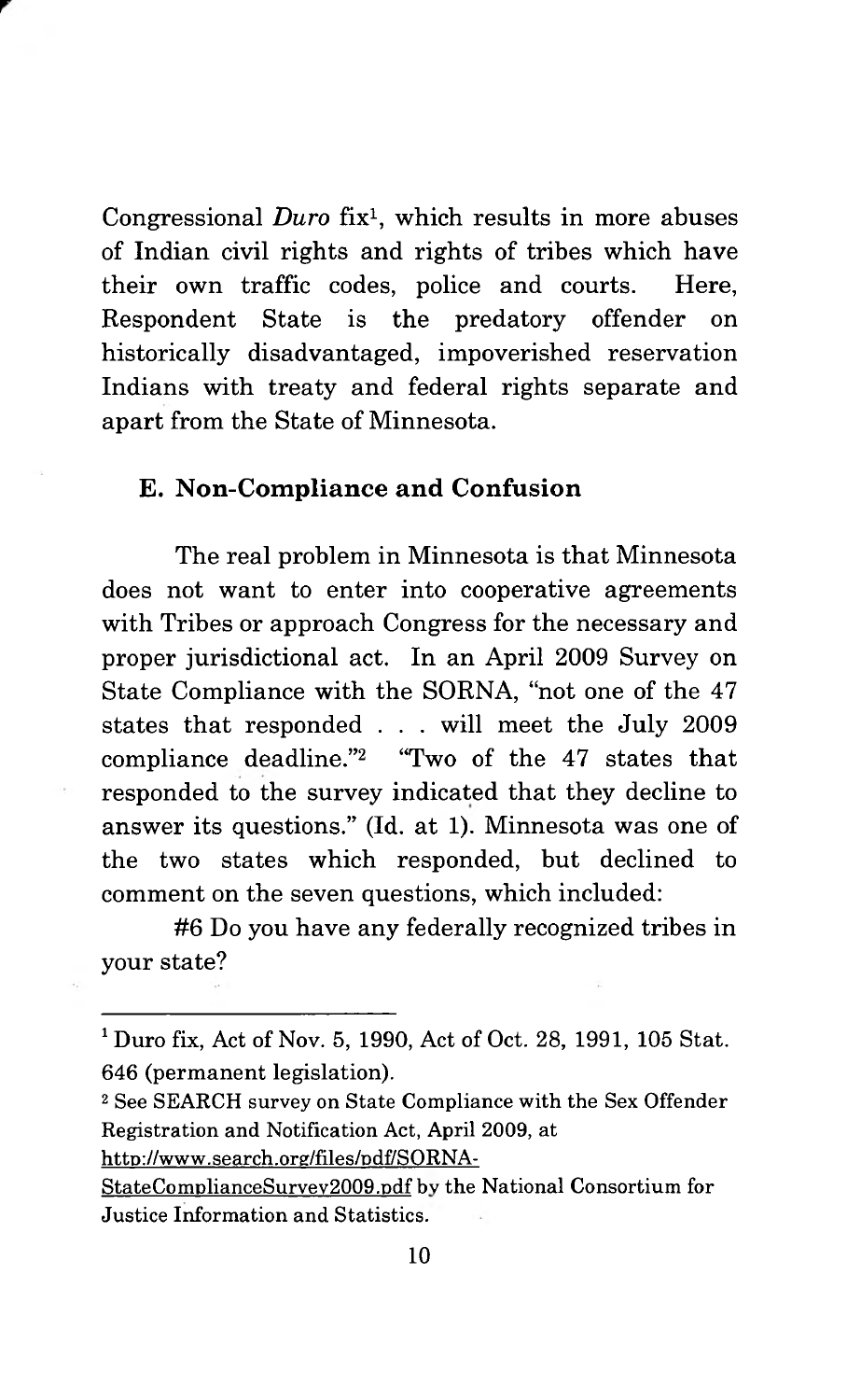Congressional *Duro* fix[1], which results in more abuses of Indian civil rights and rights of tribes which have their own traffic codes, police and courts. Here, Respondent State is the predatory offender on historically disadvantaged, impoverished reservation Indians with treaty and federal rights separate and apart from the State of Minnesota.

### E. Non-Compliance and Confusion

The real problem in Minnesota is that Minnesota does not want to enter into cooperative agreements with Tribes or approach Congress for the necessary and proper jurisdictional act. In an April 2009 Survey on State Compliance with the SORNA, "not one of the 47 states that responded . . . will meet the July 2009 compliance deadline."[2] "Two of the 47 states that responded to the survey indicated that they decline to answer its questions." (Id. at 1). Minnesota was one of the two states which responded, but declined to comment on the seven questions, which included:

#6 Do you have any federally recognized tribes in your state?

---

[1] Duro fix, Act of Nov. 5, 1990, Act of Oct. 28, 1991, 105 Stat. 646 (permanent legislation).

[2] See SEARCH survey on State Compliance with the Sex Offender Registration and Notification Act, April 2009, at http://www.search.org/files/pdf/SORNA-StateComplianceSurvey2009.pdf by the National Consortium for Justice Information and Statistics.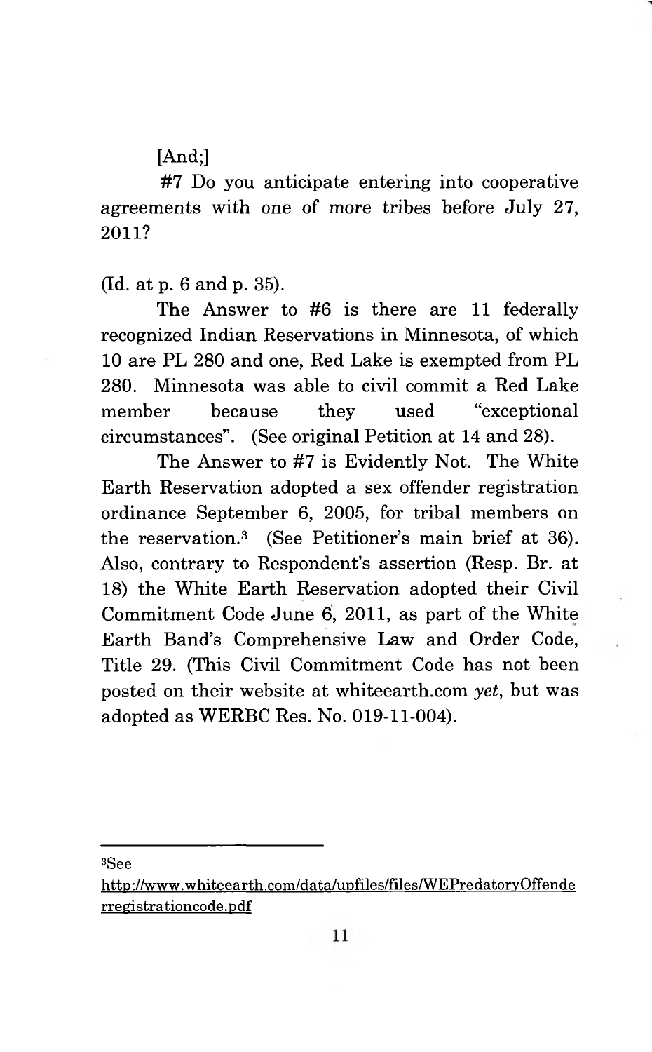[And;]

#7 Do you anticipate entering into cooperative agreements with one of more tribes before July 27, 2011?

(Id. at p. 6 and p. 35).

The Answer to #6 is there are 11 federally recognized Indian Reservations in Minnesota, of which 10 are PL 280 and one, Red Lake is exempted from PL 280. Minnesota was able to civil commit a Red Lake member because they used "exceptional circumstances". (See original Petition at 14 and 28).

The Answer to #7 is Evidently Not. The White Earth Reservation adopted a sex offender registration ordinance September 6, 2005, for tribal members on the reservation.[3] (See Petitioner's main brief at 36). Also, contrary to Respondent's assertion (Resp. Br. at 18) the White Earth Reservation adopted their Civil Commitment Code June 6, 2011, as part of the White Earth Band's Comprehensive Law and Order Code, Title 29. (This Civil Commitment Code has not been posted on their website at whiteearth.com *yet*, but was adopted as WERBC Res. No. 019-11-004).

---

[3]See
http://www.whiteearth.com/data/upfiles/files/WEPredatoryOffenderregistrationcode.pdf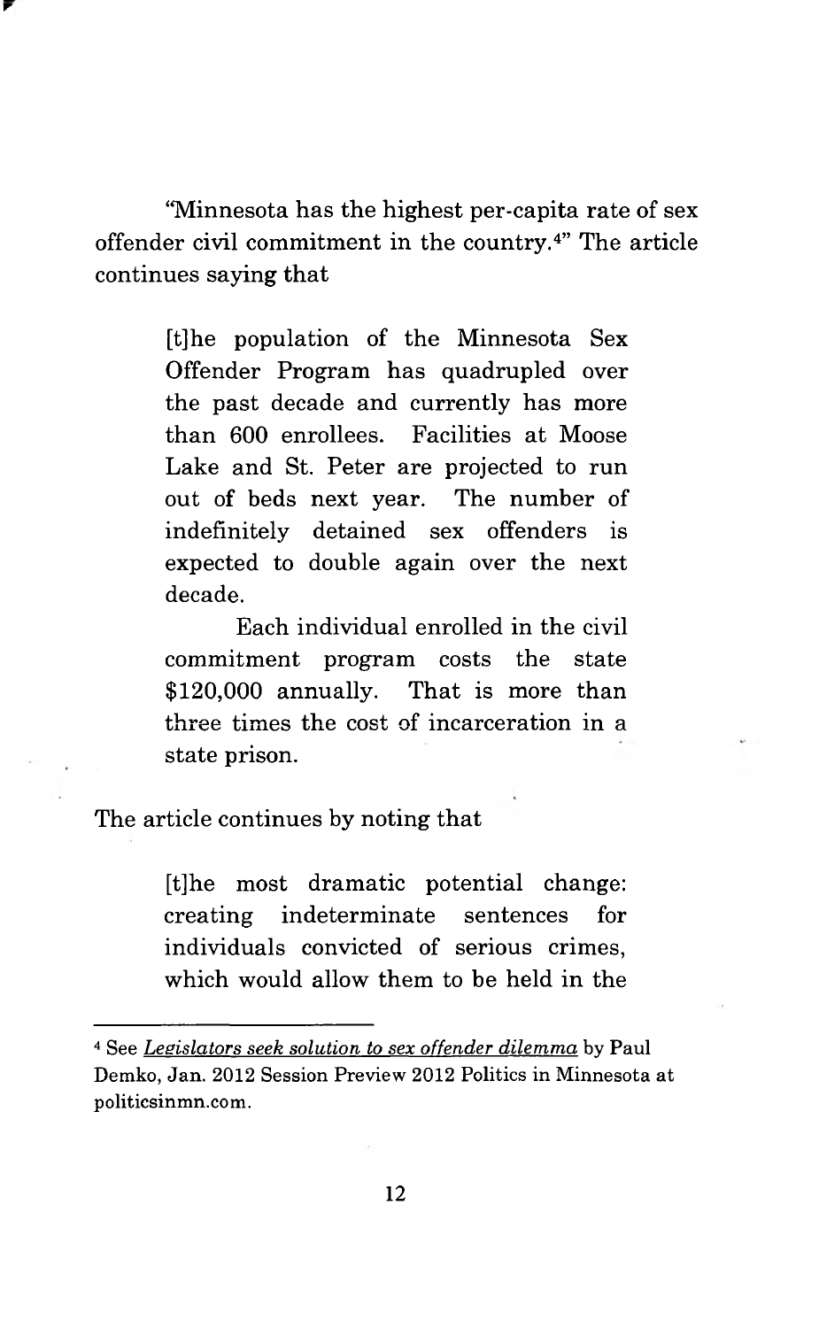"Minnesota has the highest per-capita rate of sex offender civil commitment in the country.[4]" The article continues saying that

> [t]he population of the Minnesota Sex Offender Program has quadrupled over the past decade and currently has more than 600 enrollees. Facilities at Moose Lake and St. Peter are projected to run out of beds next year. The number of indefinitely detained sex offenders is expected to double again over the next decade.
>
> Each individual enrolled in the civil commitment program costs the state $120,000 annually. That is more than three times the cost of incarceration in a state prison.

The article continues by noting that

> [t]he most dramatic potential change: creating indeterminate sentences for individuals convicted of serious crimes, which would allow them to be held in the

---

[4] See *Legislators seek solution to sex offender dilemma* by Paul Demko, Jan. 2012 Session Preview 2012 Politics in Minnesota at politicsinmn.com.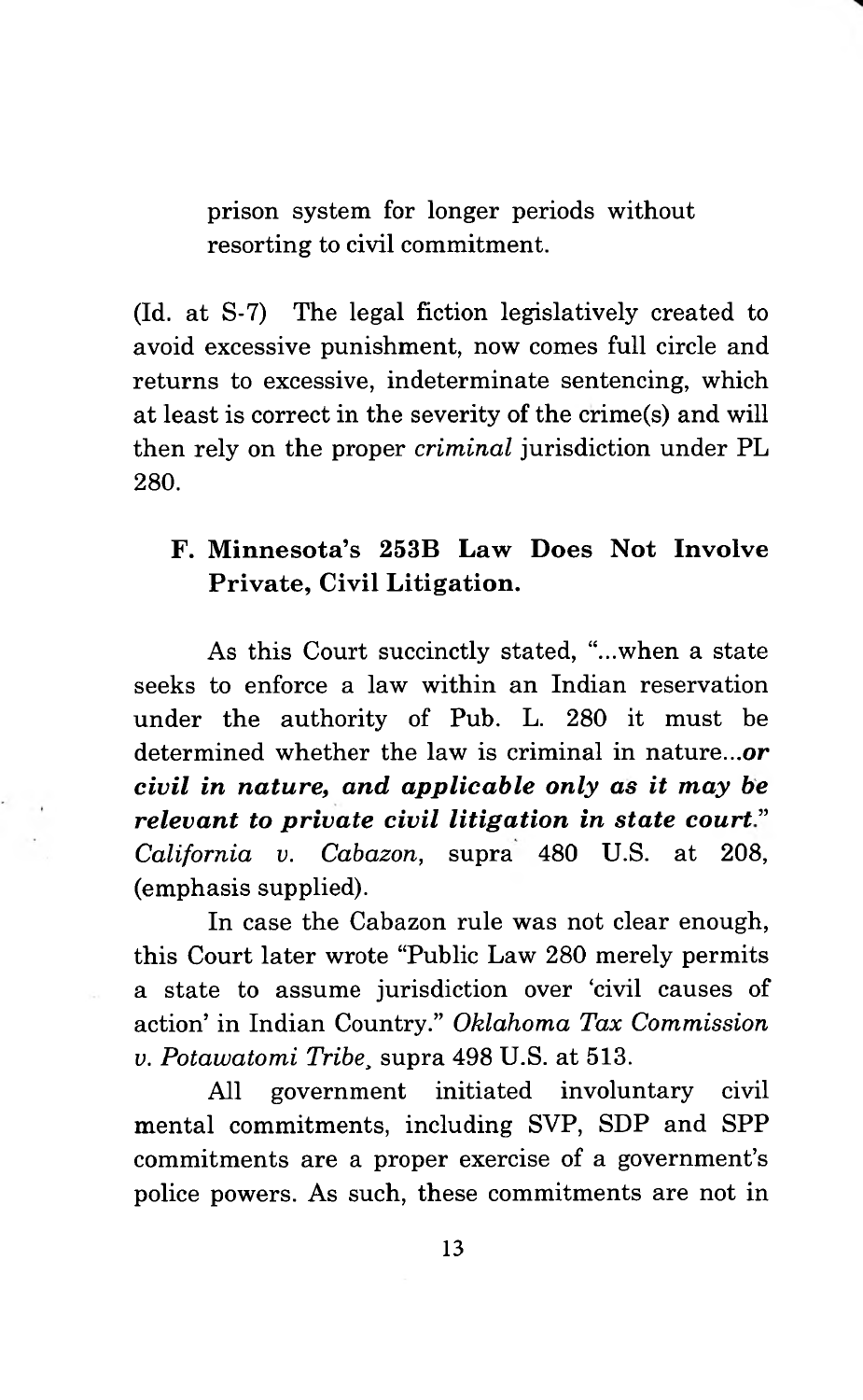prison system for longer periods without resorting to civil commitment.

(Id. at S-7) The legal fiction legislatively created to avoid excessive punishment, now comes full circle and returns to excessive, indeterminate sentencing, which at least is correct in the severity of the crime(s) and will then rely on the proper *criminal* jurisdiction under PL 280.

### F. Minnesota's 253B Law Does Not Involve Private, Civil Litigation.

As this Court succinctly stated, "...when a state seeks to enforce a law within an Indian reservation under the authority of Pub. L. 280 it must be determined whether the law is criminal in nature...***or civil in nature, and applicable only as it may be relevant to private civil litigation in state court.***" *California v. Cabazon*, supra 480 U.S. at 208, (emphasis supplied).

In case the Cabazon rule was not clear enough, this Court later wrote "Public Law 280 merely permits a state to assume jurisdiction over 'civil causes of action' in Indian Country." *Oklahoma Tax Commission v. Potawatomi Tribe*, supra 498 U.S. at 513.

All government initiated involuntary civil mental commitments, including SVP, SDP and SPP commitments are a proper exercise of a government's police powers. As such, these commitments are not in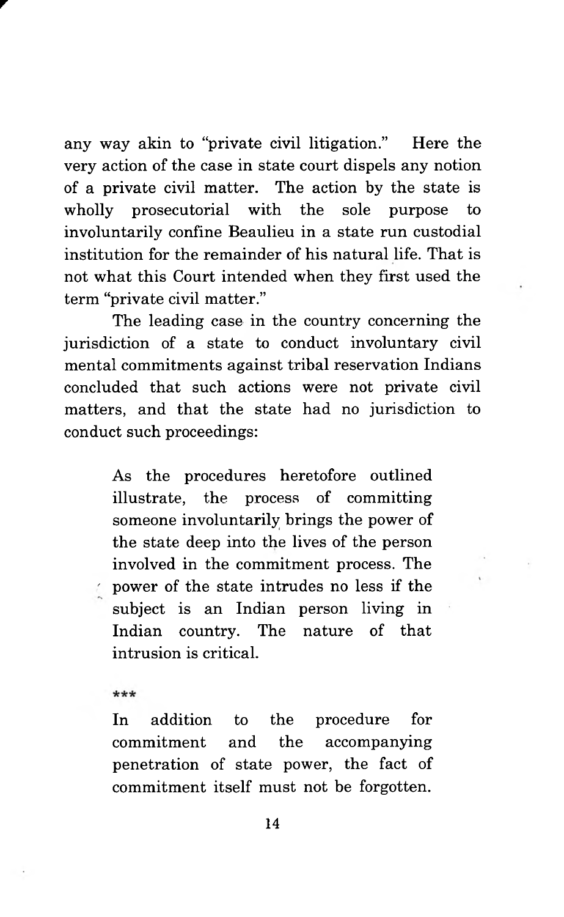any way akin to "private civil litigation." Here the very action of the case in state court dispels any notion of a private civil matter. The action by the state is wholly prosecutorial with the sole purpose to involuntarily confine Beaulieu in a state run custodial institution for the remainder of his natural life. That is not what this Court intended when they first used the term "private civil matter."

The leading case in the country concerning the jurisdiction of a state to conduct involuntary civil mental commitments against tribal reservation Indians concluded that such actions were not private civil matters, and that the state had no jurisdiction to conduct such proceedings:

> As the procedures heretofore outlined illustrate, the process of committing someone involuntarily brings the power of the state deep into the lives of the person involved in the commitment process. The power of the state intrudes no less if the subject is an Indian person living in Indian country. The nature of that intrusion is critical.
>
> ***
>
> In addition to the procedure for commitment and the accompanying penetration of state power, the fact of commitment itself must not be forgotten.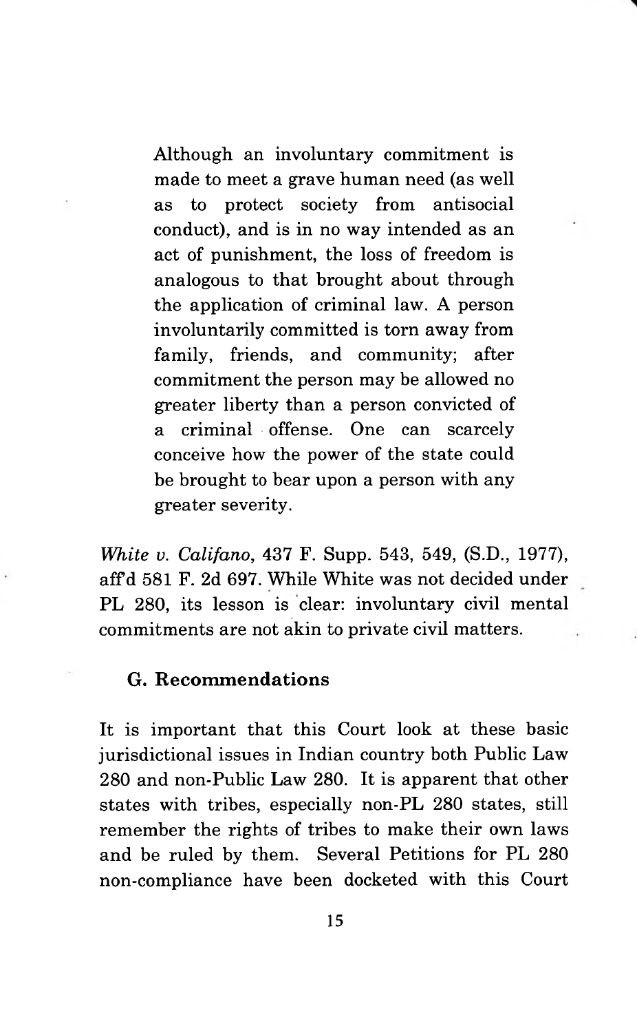> Although an involuntary commitment is made to meet a grave human need (as well as to protect society from antisocial conduct), and is in no way intended as an act of punishment, the loss of freedom is analogous to that brought about through the application of criminal law. A person involuntarily committed is torn away from family, friends, and community; after commitment the person may be allowed no greater liberty than a person convicted of a criminal offense. One can scarcely conceive how the power of the state could be brought to bear upon a person with any greater severity.

*White v. Califano*, 437 F. Supp. 543, 549, (S.D., 1977), aff'd 581 F. 2d 697. While White was not decided under PL 280, its lesson is clear: involuntary civil mental commitments are not akin to private civil matters.

### G. Recommendations

It is important that this Court look at these basic jurisdictional issues in Indian country both Public Law 280 and non-Public Law 280. It is apparent that other states with tribes, especially non-PL 280 states, still remember the rights of tribes to make their own laws and be ruled by them. Several Petitions for PL 280 non-compliance have been docketed with this Court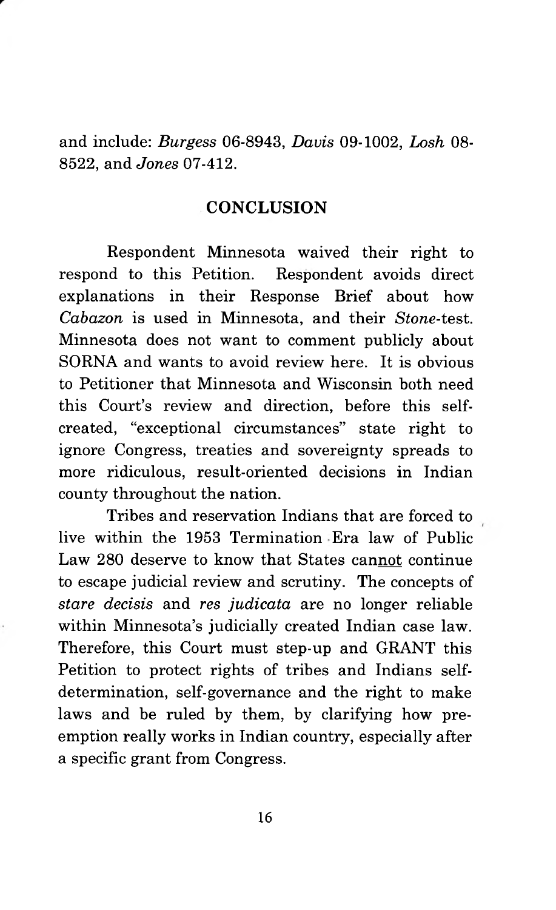and include: *Burgess* 06-8943, *Davis* 09-1002, *Losh* 08-8522, and *Jones* 07-412.

## CONCLUSION

Respondent Minnesota waived their right to respond to this Petition. Respondent avoids direct explanations in their Response Brief about how *Cabazon* is used in Minnesota, and their *Stone*-test. Minnesota does not want to comment publicly about SORNA and wants to avoid review here. It is obvious to Petitioner that Minnesota and Wisconsin both need this Court's review and direction, before this self-created, "exceptional circumstances" state right to ignore Congress, treaties and sovereignty spreads to more ridiculous, result-oriented decisions in Indian county throughout the nation.

Tribes and reservation Indians that are forced to live within the 1953 Termination Era law of Public Law 280 deserve to know that States cannot continue to escape judicial review and scrutiny. The concepts of *stare decisis* and *res judicata* are no longer reliable within Minnesota's judicially created Indian case law. Therefore, this Court must step-up and GRANT this Petition to protect rights of tribes and Indians self-determination, self-governance and the right to make laws and be ruled by them, by clarifying how pre-emption really works in Indian country, especially after a specific grant from Congress.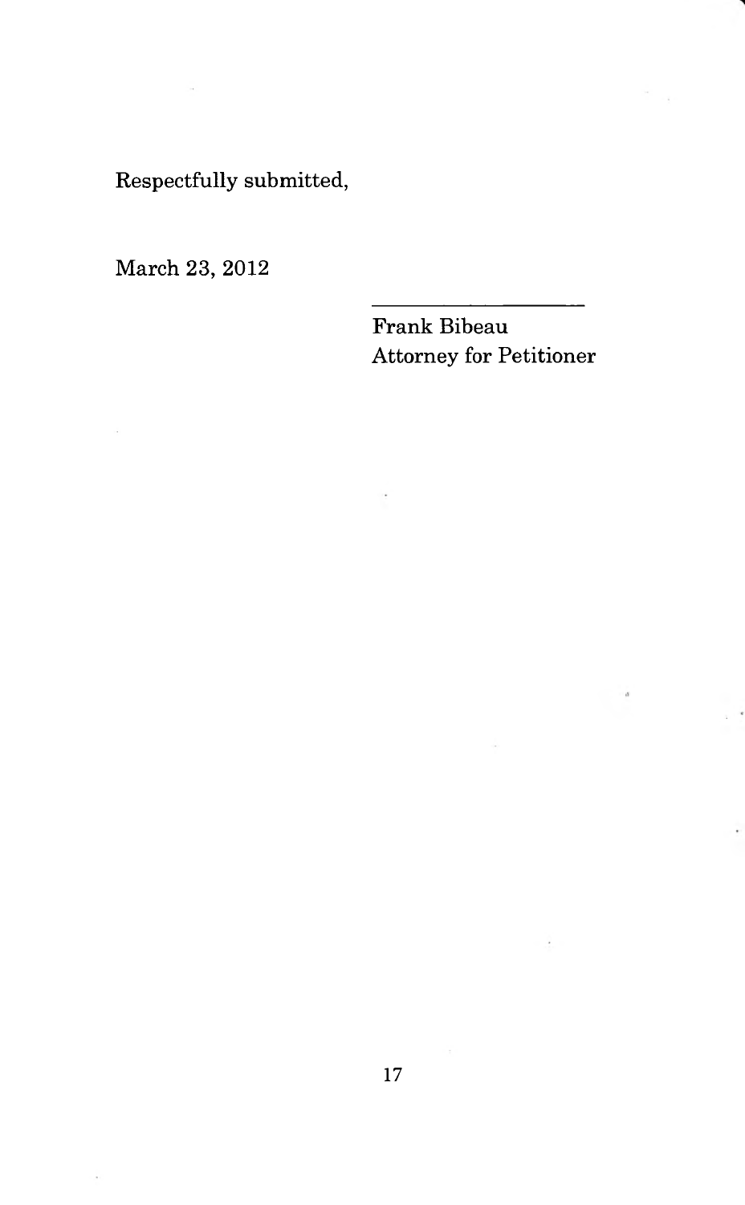Respectfully submitted,

March 23, 2012

Frank Bibeau
Attorney for Petitioner